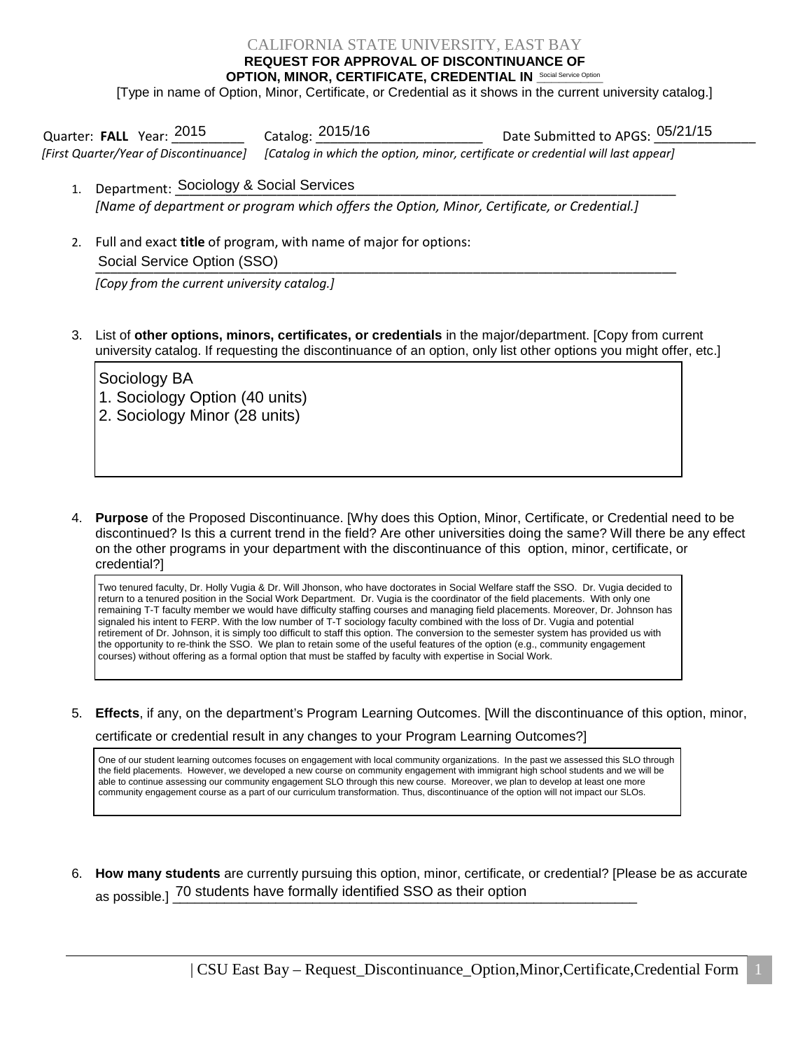CALIFORNIA STATE UNIVERSITY, EAST BAY

**REQUEST FOR APPROVAL OF DISCONTINUANCE OF**
**OPTION, MINOR, CERTIFICATE, CREDENTIAL IN** Social Service Option

[Type in name of Option, Minor, Certificate, or Credential as it shows in the current university catalog.]

Quarter: **FALL** Year: 2015 Catalog: 2015/16 Date Submitted to APGS: 05/21/15

*[First Quarter/Year of Discontinuance]* *[Catalog in which the option, minor, certificate or credential will last appear]*

1. Department: Sociology & Social Services
   *[Name of department or program which offers the Option, Minor, Certificate, or Credential.]*

2. Full and exact **title** of program, with name of major for options:
   Social Service Option (SSO)
   *[Copy from the current university catalog.]*

3. List of **other options, minors, certificates, or credentials** in the major/department. [Copy from current university catalog. If requesting the discontinuance of an option, only list other options you might offer, etc.]

   Sociology BA
   1. Sociology Option (40 units)
   2. Sociology Minor (28 units)

4. **Purpose** of the Proposed Discontinuance. [Why does this Option, Minor, Certificate, or Credential need to be discontinued? Is this a current trend in the field? Are other universities doing the same? Will there be any effect on the other programs in your department with the discontinuance of this option, minor, certificate, or credential?]

   Two tenured faculty, Dr. Holly Vugia & Dr. Will Jhonson, who have doctorates in Social Welfare staff the SSO. Dr. Vugia decided to return to a tenured position in the Social Work Department. Dr. Vugia is the coordinator of the field placements. With only one remaining T-T faculty member we would have difficulty staffing courses and managing field placements. Moreover, Dr. Johnson has signaled his intent to FERP. With the low number of T-T sociology faculty combined with the loss of Dr. Vugia and potential retirement of Dr. Johnson, it is simply too difficult to staff this option. The conversion to the semester system has provided us with the opportunity to re-think the SSO. We plan to retain some of the useful features of the option (e.g., community engagement courses) without offering as a formal option that must be staffed by faculty with expertise in Social Work.

5. **Effects**, if any, on the department's Program Learning Outcomes. [Will the discontinuance of this option, minor, certificate or credential result in any changes to your Program Learning Outcomes?]

   One of our student learning outcomes focuses on engagement with local community organizations. In the past we assessed this SLO through the field placements. However, we developed a new course on community engagement with immigrant high school students and we will be able to continue assessing our community engagement SLO through this new course. Moreover, we plan to develop at least one more community engagement course as a part of our curriculum transformation. Thus, discontinuance of the option will not impact our SLOs.

6. **How many students** are currently pursuing this option, minor, certificate, or credential? [Please be as accurate as possible.] 70 students have formally identified SSO as their option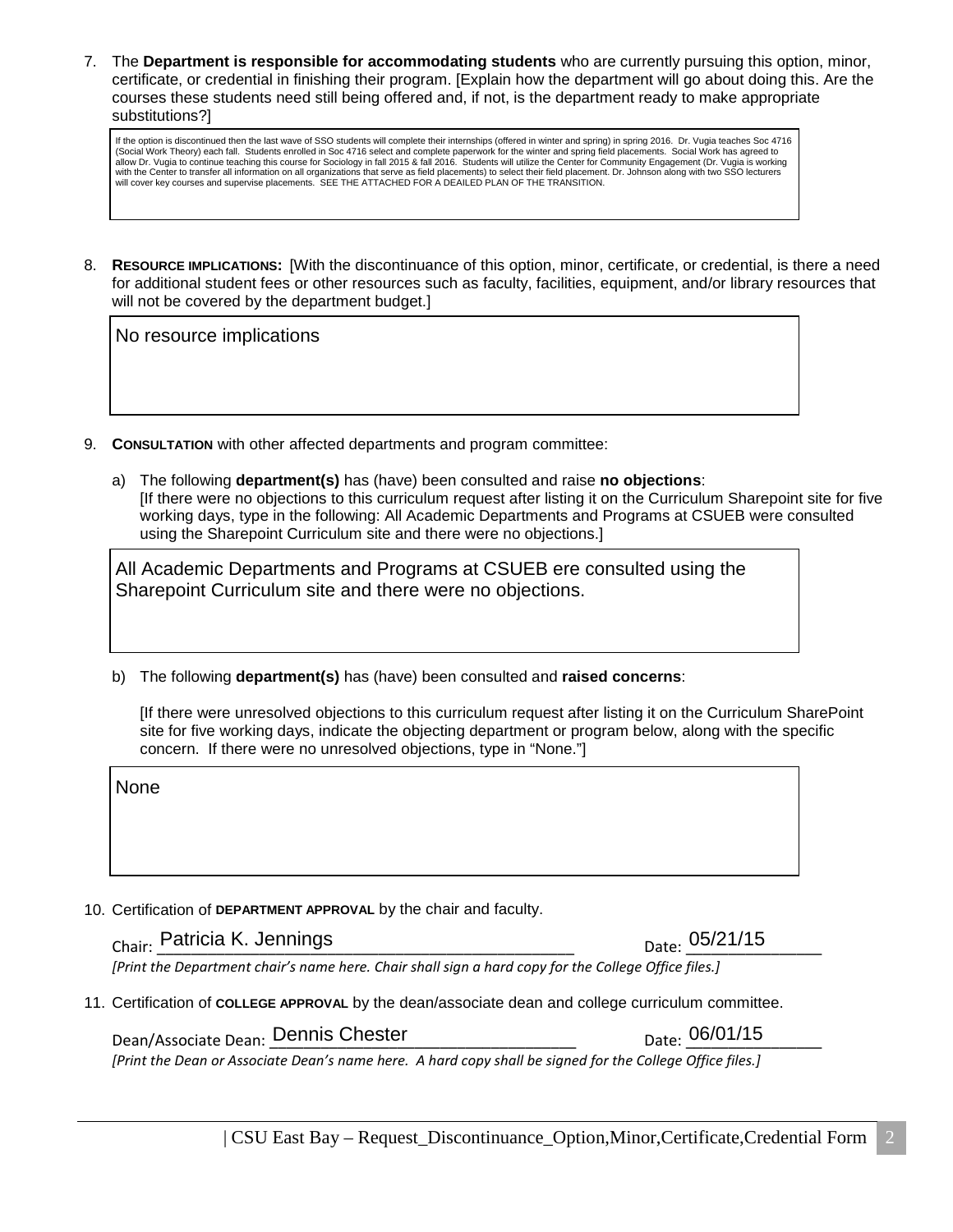7. The **Department is responsible for accommodating students** who are currently pursuing this option, minor, certificate, or credential in finishing their program. [Explain how the department will go about doing this. Are the courses these students need still being offered and, if not, is the department ready to make appropriate substitutions?]

If the option is discontinued then the last wave of SSO students will complete their internships (offered in winter and spring) in spring 2016. Dr. Vugia teaches Soc 4716 (Social Work Theory) each fall. Students enrolled in Soc 4716 select and complete paperwork for the winter and spring field placements. Social Work has agreed to allow Dr. Vugia to continue teaching this course for Sociology in fall 2015 & fall 2016. Students will utilize the Center for Community Engagement (Dr. Vugia is working with the Center to transfer all information on all organizations that serve as field placements) to select their field placement. Dr. Johnson along with two SSO lecturers will cover key courses and supervise placements. SEE THE ATTACHED FOR A DEAILED PLAN OF THE TRANSITION.

8. **RESOURCE IMPLICATIONS:** [With the discontinuance of this option, minor, certificate, or credential, is there a need for additional student fees or other resources such as faculty, facilities, equipment, and/or library resources that will not be covered by the department budget.]

No resource implications

9. **CONSULTATION** with other affected departments and program committee:

   a) The following **department(s)** has (have) been consulted and raise **no objections**:
   [If there were no objections to this curriculum request after listing it on the Curriculum Sharepoint site for five working days, type in the following: All Academic Departments and Programs at CSUEB were consulted using the Sharepoint Curriculum site and there were no objections.]

   All Academic Departments and Programs at CSUEB ere consulted using the Sharepoint Curriculum site and there were no objections.

   b) The following **department(s)** has (have) been consulted and **raised concerns**:

   [If there were unresolved objections to this curriculum request after listing it on the Curriculum SharePoint site for five working days, indicate the objecting department or program below, along with the specific concern. If there were no unresolved objections, type in "None."]

   None

10. Certification of **DEPARTMENT APPROVAL** by the chair and faculty.

Chair: Patricia K. Jennings Date: 05/21/15

*[Print the Department chair's name here. Chair shall sign a hard copy for the College Office files.]*

11. Certification of **COLLEGE APPROVAL** by the dean/associate dean and college curriculum committee.

Dean/Associate Dean: Dennis Chester Date: 06/01/15

*[Print the Dean or Associate Dean's name here. A hard copy shall be signed for the College Office files.]*